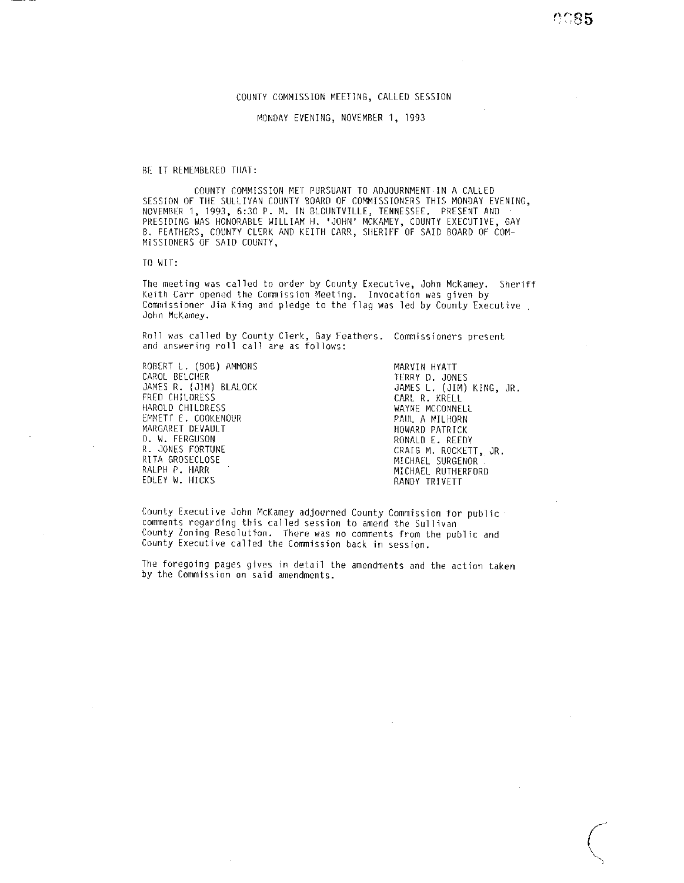# COUNTY COMMISSION MEETING, CALLED SESSION

MONDAY EVENING, NOVEMBER 1, 1993

BE IT REMEMBERED THAT:

COUNTY COMMISSION MET PURSUANT TO ADJOURNMENT IN A CALLED SESSION OF THE SULLIVAN COUNTY BOARD OF COMMISSIONERS THIS MONDAY EVENING, NOVEMBER 1, 1993, 6:30 P. M. IN BLOUNTVILLE, TENNESSEE. PRESENT AND PRESIDING WAS HONORABLE WILLIAM H. 'JOHN' MCKAMEY, COUNTY EXECUTIVE, GAY B. FEATHERS, COUNTY CLERK AND KEITH CARR, SHERIFF OF SAID BOARD OF COMMISSIONERS OF SAID COUNTY,

TO WIT:

The meeting was called to order by County Executive, John McKamey. Sheriff Keith Carr opened the Commission Meeting. Invocation was given by Commissioner Jim King and pledge to the flag was led by County Executive John McKamey.

Roll was called by County Clerk, Gay Feathers. Commissioners present and answering roll call are as follows:

ROBERT L. (BOB) AMMONS
CAROL BELCHER
JAMES R. (JIM) BLALOCK
FRED CHILDRESS
HAROLD CHILDRESS
EMMETT E. COOKENOUR
MARGARET DEVAULT
O. W. FERGUSON
R. JONES FORTUNE
RITA GROSECLOSE
RALPH P. HARR
EDLEY W. HICKS
MARVIN HYATT
TERRY D. JONES
JAMES L. (JIM) KING, JR.
CARL R. KRELL
WAYNE MCCONNELL
PAUL A MILHORN
HOWARD PATRICK
RONALD E. REEDY
CRAIG M. ROCKETT, JR.
MICHAEL SURGENOR
MICHAEL RUTHERFORD
RANDY TRIVETT

County Executive John McKamey adjourned County Commission for public comments regarding this called session to amend the Sullivan County Zoning Resolution. There was no comments from the public and County Executive called the Commission back in session.

The foregoing pages gives in detail the amendments and the action taken by the Commission on said amendments.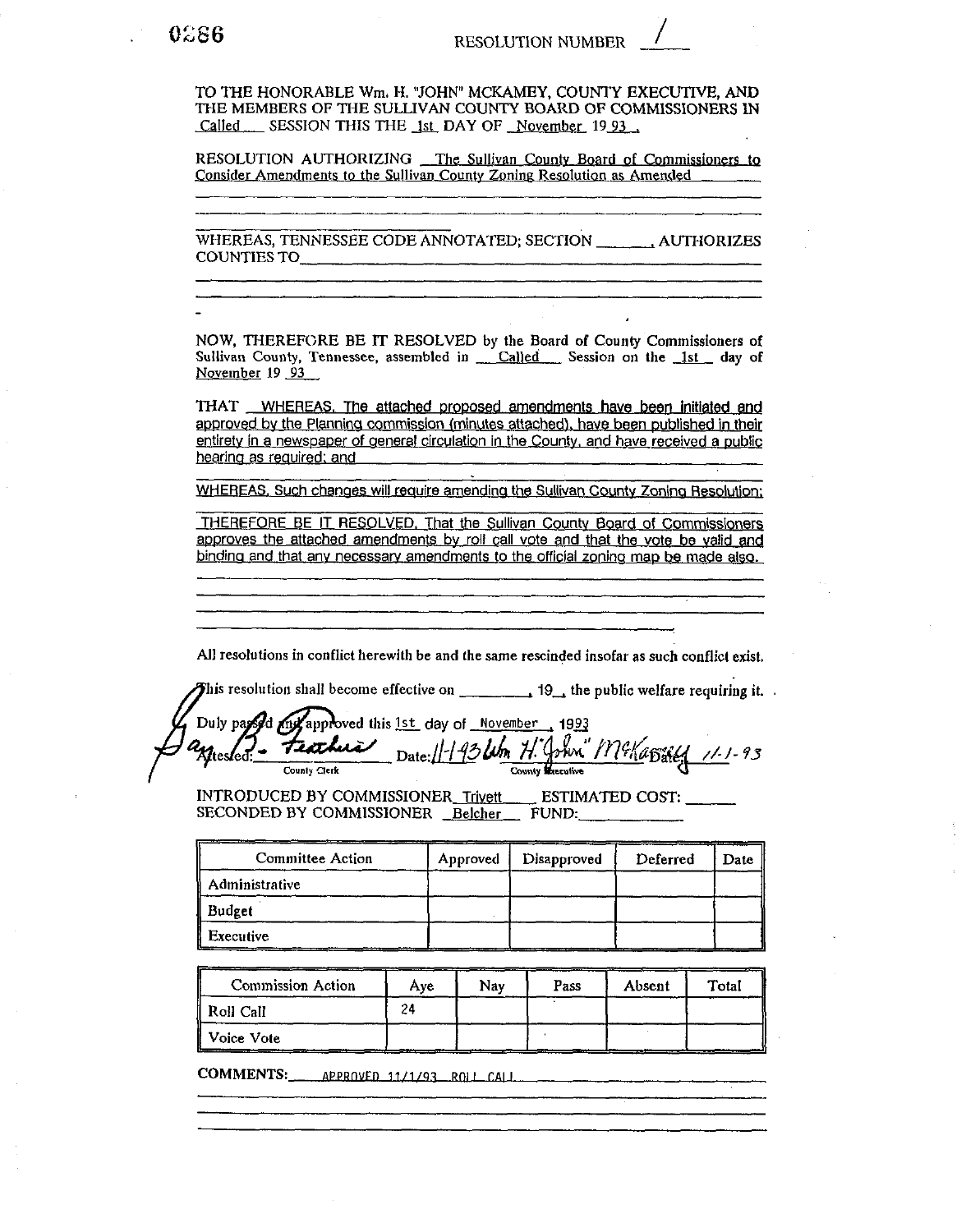RESOLUTION NUMBER 1

TO THE HONORABLE Wm. H. "JOHN" MCKAMEY, COUNTY EXECUTIVE, AND THE MEMBERS OF THE SULLIVAN COUNTY BOARD OF COMMISSIONERS IN Called SESSION THIS THE 1st DAY OF November 19 93.

RESOLUTION AUTHORIZING The Sullivan County Board of Commissioners to Consider Amendments to the Sullivan County Zoning Resolution as Amended

WHEREAS, TENNESSEE CODE ANNOTATED; SECTION ______, AUTHORIZES COUNTIES TO

NOW, THEREFORE BE IT RESOLVED by the Board of County Commissioners of Sullivan County, Tennessee, assembled in Called Session on the 1st day of November 19 93

THAT WHEREAS, The attached proposed amendments have been initiated and approved by the Planning commission (minutes attached), have been published in their entirety in a newspaper of general circulation in the County, and have received a public hearing as required; and

WHEREAS, Such changes will require amending the Sullivan County Zoning Resolution;

THEREFORE BE IT RESOLVED, That the Sullivan County Board of Commissioners approves the attached amendments by roll call vote and that the vote be valid and binding and that any necessary amendments to the official zoning map be made also.

All resolutions in conflict herewith be and the same rescinded insofar as such conflict exist.

This resolution shall become effective on ________, 19__, the public welfare requiring it.

Duly passed and approved this 1st day of November, 1993

Attested: Gary B. Feathers (County Clerk) Date: 11-1-93 Wm. H. "John" McKamey (County Executive) Date: 11-1-93

INTRODUCED BY COMMISSIONER Trivett ESTIMATED COST: ______
SECONDED BY COMMISSIONER Belcher FUND: ______

| Committee Action | Approved | Disapproved | Deferred | Date |
|---|---|---|---|---|
| Administrative | | | | |
| Budget | | | | |
| Executive | | | | |

| Commission Action | Aye | Nay | Pass | Absent | Total |
|---|---|---|---|---|---|
| Roll Call | 24 | | | | |
| Voice Vote | | | | | |

COMMENTS: APPROVED 11/1/93 ROLL CALL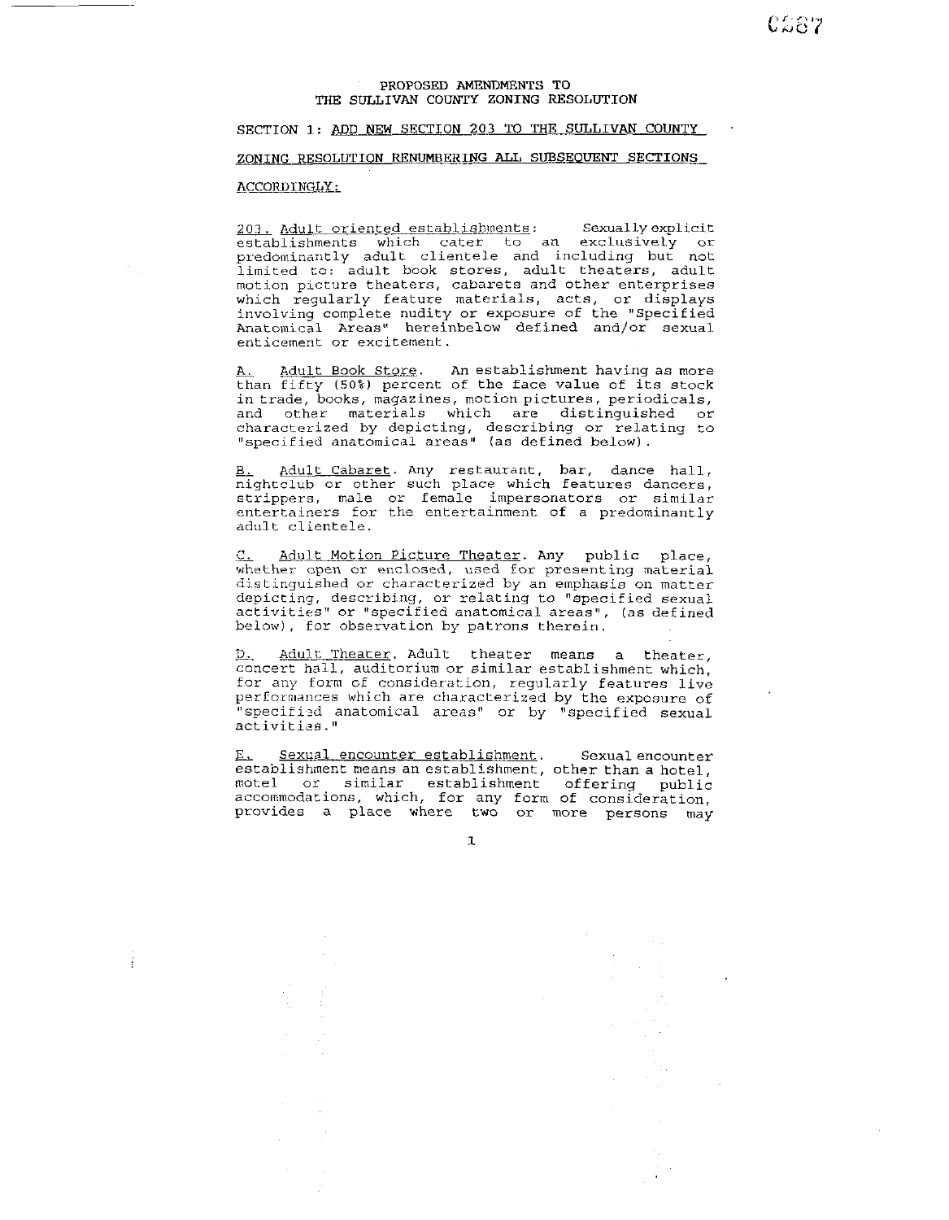PROPOSED AMENDMENTS TO
THE SULLIVAN COUNTY ZONING RESOLUTION

SECTION 1: ADD NEW SECTION 203 TO THE SULLIVAN COUNTY ZONING RESOLUTION RENUMBERING ALL SUBSEQUENT SECTIONS ACCORDINGLY:

203. Adult oriented establishments: Sexually explicit establishments which cater to an exclusively or predominantly adult clientele and including but not limited to: adult book stores, adult theaters, adult motion picture theaters, cabarets and other enterprises which regularly feature materials, acts, or displays involving complete nudity or exposure of the "Specified Anatomical Areas" hereinbelow defined and/or sexual enticement or excitement.

A. Adult Book Store. An establishment having as more than fifty (50%) percent of the face value of its stock in trade, books, magazines, motion pictures, periodicals, and other materials which are distinguished or characterized by depicting, describing or relating to "specified anatomical areas" (as defined below).

B. Adult Cabaret. Any restaurant, bar, dance hall, nightclub or other such place which features dancers, strippers, male or female impersonators or similar entertainers for the entertainment of a predominantly adult clientele.

C. Adult Motion Picture Theater. Any public place, whether open or enclosed, used for presenting material distinguished or characterized by an emphasis on matter depicting, describing, or relating to "specified sexual activities" or "specified anatomical areas", (as defined below), for observation by patrons therein.

D. Adult Theater. Adult theater means a theater, concert hall, auditorium or similar establishment which, for any form of consideration, regularly features live performances which are characterized by the exposure of "specified anatomical areas" or by "specified sexual activities."

E. Sexual encounter establishment. Sexual encounter establishment means an establishment, other than a hotel, motel or similar establishment offering public accommodations, which, for any form of consideration, provides a place where two or more persons may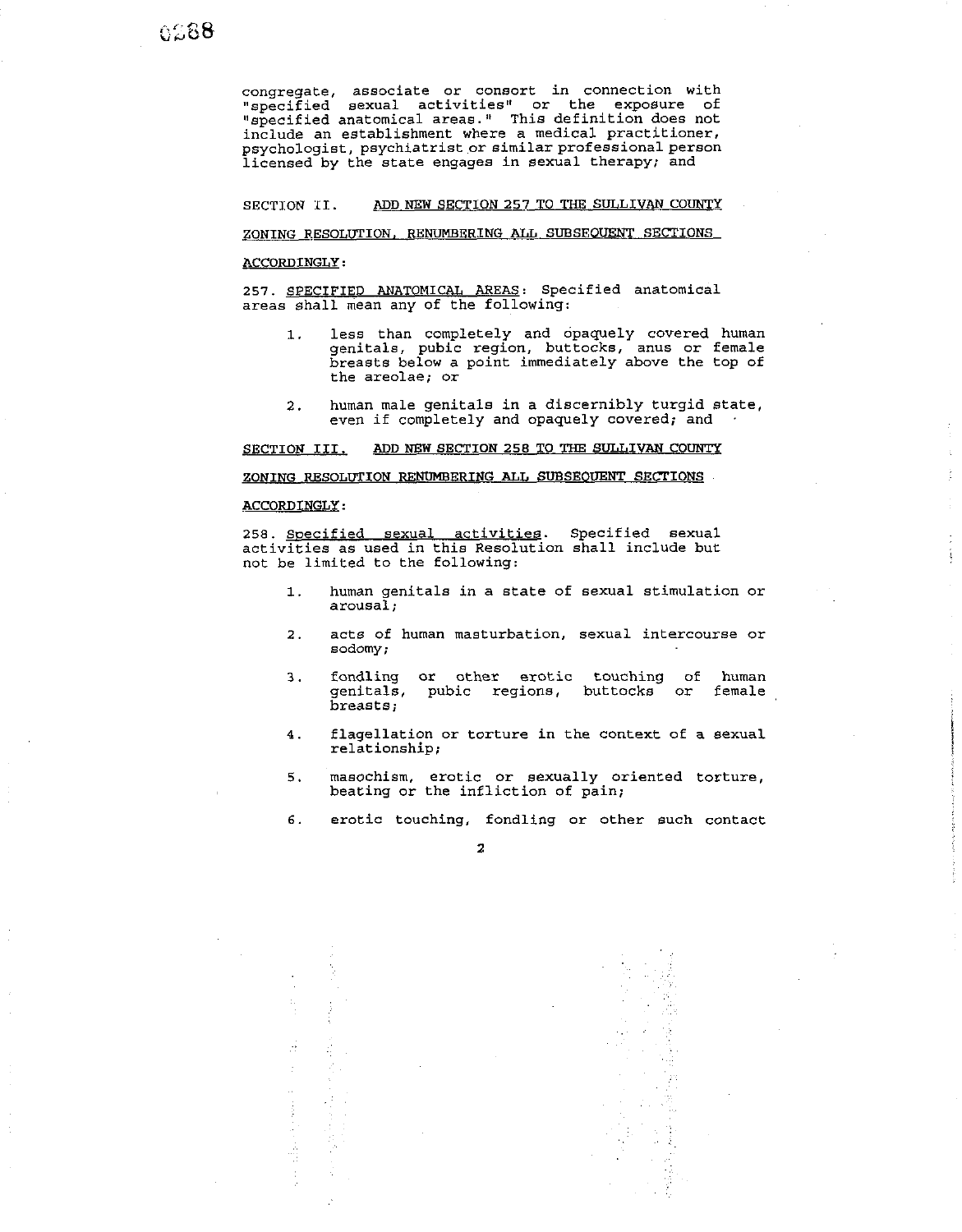congregate, associate or consort in connection with "specified sexual activities" or the exposure of "specified anatomical areas." This definition does not include an establishment where a medical practitioner, psychologist, psychiatrist or similar professional person licensed by the state engages in sexual therapy; and

SECTION II. <u>ADD NEW SECTION 257 TO THE SULLIVAN COUNTY ZONING RESOLUTION, RENUMBERING ALL SUBSEQUENT SECTIONS ACCORDINGLY</u>:

257. <u>SPECIFIED ANATOMICAL AREAS</u>: Specified anatomical areas shall mean any of the following:

1. less than completely and opaquely covered human genitals, pubic region, buttocks, anus or female breasts below a point immediately above the top of the areolae; or

2. human male genitals in a discernibly turgid state, even if completely and opaquely covered; and

<u>SECTION III. ADD NEW SECTION 258 TO THE SULLIVAN COUNTY ZONING RESOLUTION RENUMBERING ALL SUBSEQUENT SECTIONS ACCORDINGLY</u>:

258. <u>Specified sexual activities</u>. Specified sexual activities as used in this Resolution shall include but not be limited to the following:

1. human genitals in a state of sexual stimulation or arousal;

2. acts of human masturbation, sexual intercourse or sodomy;

3. fondling or other erotic touching of human genitals, pubic regions, buttocks or female breasts;

4. flagellation or torture in the context of a sexual relationship;

5. masochism, erotic or sexually oriented torture, beating or the infliction of pain;

6. erotic touching, fondling or other such contact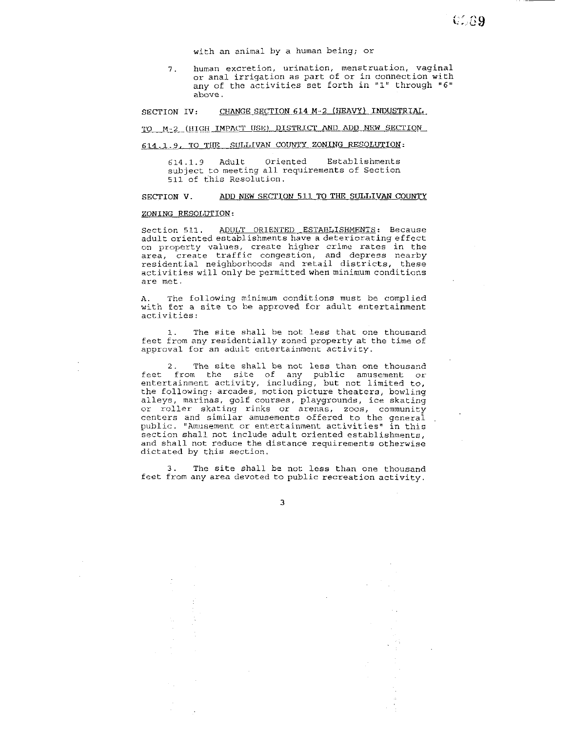with an animal by a human being; or

7. human excretion, urination, menstruation, vaginal or anal irrigation as part of or in connection with any of the activities set forth in "1" through "6" above.

SECTION IV: CHANGE SECTION 614 M-2 (HEAVY) INDUSTRIAL TO M-2 (HIGH IMPACT USE) DISTRICT AND ADD NEW SECTION 614.1.9, TO THE SULLIVAN COUNTY ZONING RESOLUTION:

614.1.9 Adult Oriented Establishments subject to meeting all requirements of Section 511 of this Resolution.

SECTION V. ADD NEW SECTION 511 TO THE SULLIVAN COUNTY ZONING RESOLUTION:

Section 511. ADULT ORIENTED ESTABLISHMENTS: Because adult oriented establishments have a deteriorating effect on property values, create higher crime rates in the area, create traffic congestion, and depress nearby residential neighborhoods and retail districts, these activities will only be permitted when minimum conditions are met.

A. The following minimum conditions must be complied with for a site to be approved for adult entertainment activities:

1. The site shall be not less that one thousand feet from any residentially zoned property at the time of approval for an adult entertainment activity.

2. The site shall be not less than one thousand feet from the site of any public amusement or entertainment activity, including, but not limited to, the following: arcades, motion picture theaters, bowling alleys, marinas, golf courses, playgrounds, ice skating or roller skating rinks or arenas, zoos, community centers and similar amusements offered to the general public. "Amusement or entertainment activities" in this section shall not include adult oriented establishments, and shall not reduce the distance requirements otherwise dictated by this section.

3. The site shall be not less than one thousand feet from any area devoted to public recreation activity.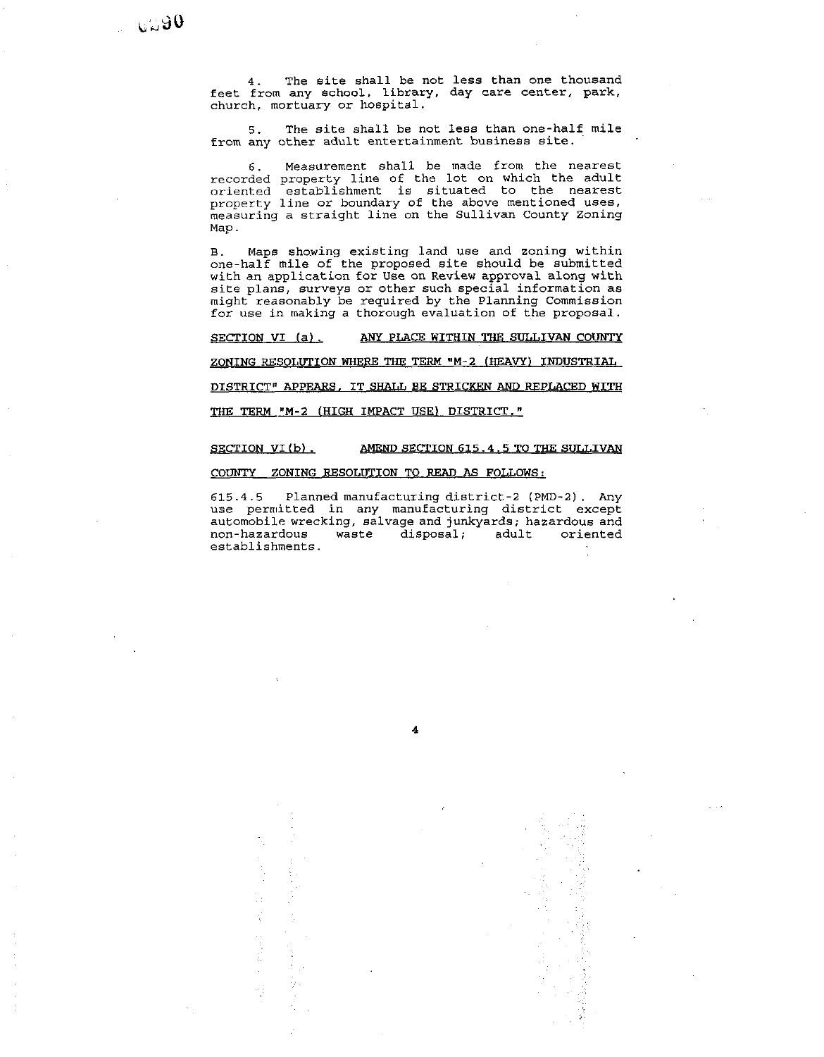4. The site shall be not less than one thousand feet from any school, library, day care center, park, church, mortuary or hospital.

5. The site shall be not less than one-half mile from any other adult entertainment business site.

6. Measurement shall be made from the nearest recorded property line of the lot on which the adult oriented establishment is situated to the nearest property line or boundary of the above mentioned uses, measuring a straight line on the Sullivan County Zoning Map.

B. Maps showing existing land use and zoning within one-half mile of the proposed site should be submitted with an application for Use on Review approval along with site plans, surveys or other such special information as might reasonably be required by the Planning Commission for use in making a thorough evaluation of the proposal.

SECTION VI (a). ANY PLACE WITHIN THE SULLIVAN COUNTY ZONING RESOLUTION WHERE THE TERM "M-2 (HEAVY) INDUSTRIAL DISTRICT" APPEARS, IT SHALL BE STRICKEN AND REPLACED WITH THE TERM "M-2 (HIGH IMPACT USE) DISTRICT."

SECTION VI(b). AMEND SECTION 615.4.5 TO THE SULLIVAN COUNTY ZONING RESOLUTION TO READ AS FOLLOWS:

615.4.5 Planned manufacturing district-2 (PMD-2). Any use permitted in any manufacturing district except automobile wrecking, salvage and junkyards; hazardous and non-hazardous waste disposal; adult oriented establishments.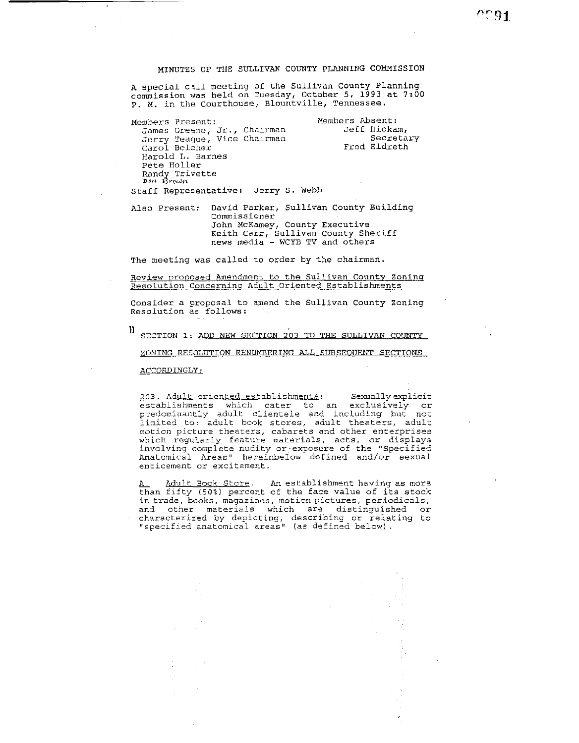MINUTES OF THE SULLIVAN COUNTY PLANNING COMMISSION

A special call meeting of the Sullivan County Planning commission was held on Tuesday, October 5, 1993 at 7:00 P. M. in the Courthouse, Blountville, Tennessee.

Members Present:
James Greene, Jr., Chairman
Jerry Teague, Vice Chairman
Carol Belcher
Harold L. Barnes
Pete Holler
Randy Trivette
Don Brown

Members Absent:
Jeff Hickam, Secretary
Fred Eldreth

Staff Representative: Jerry S. Webb

Also Present: David Parker, Sullivan County Building Commissioner
John McKamey, County Executive
Keith Carr, Sullivan County Sheriff
news media - WCYB TV and others

The meeting was called to order by the chairman.

Review proposed Amendment to the Sullivan County Zoning Resolution Concerning Adult Oriented Establishments

Consider a proposal to amend the Sullivan County Zoning Resolution as follows:

" SECTION 1: ADD NEW SECTION 203 TO THE SULLIVAN COUNTY ZONING RESOLUTION RENUMBERING ALL SUBSEQUENT SECTIONS ACCORDINGLY:

203. Adult oriented establishments: Sexually explicit establishments which cater to an exclusively or predominantly adult clientele and including but not limited to: adult book stores, adult theaters, adult motion picture theaters, cabarets and other enterprises which regularly feature materials, acts, or displays involving complete nudity or exposure of the "Specified Anatomical Areas" hereinbelow defined and/or sexual enticement or excitement.

A. Adult Book Store. An establishment having as more than fifty (50%) percent of the face value of its stock in trade, books, magazines, motion pictures, periodicals, and other materials which are distinguished or characterized by depicting, describing or relating to "specified anatomical areas" (as defined below).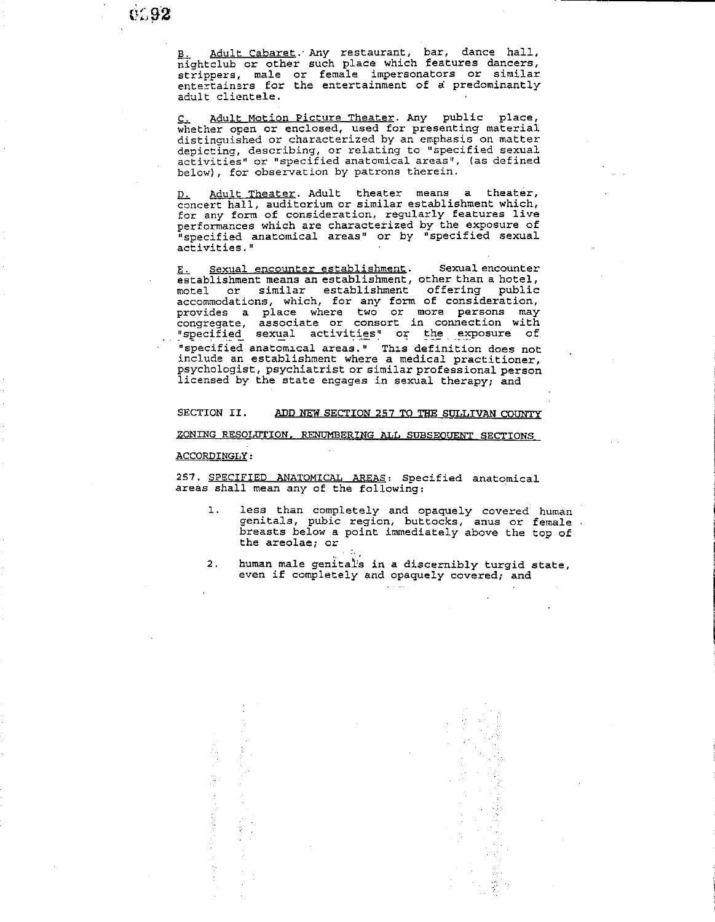B. Adult Cabaret. Any restaurant, bar, dance hall, nightclub or other such place which features dancers, strippers, male or female impersonators or similar entertainers for the entertainment of a predominantly adult clientele.

C. Adult Motion Picture Theater. Any public place, whether open or enclosed, used for presenting material distinguished or characterized by an emphasis on matter depicting, describing, or relating to "specified sexual activities" or "specified anatomical areas", (as defined below), for observation by patrons therein.

D. Adult Theater. Adult theater means a theater, concert hall, auditorium or similar establishment which, for any form of consideration, regularly features live performances which are characterized by the exposure of "specified anatomical areas" or by "specified sexual activities."

E. Sexual encounter establishment. Sexual encounter establishment means an establishment, other than a hotel, motel or similar establishment offering public accommodations, which, for any form of consideration, provides a place where two or more persons may congregate, associate or consort in connection with "specified sexual activities" or the exposure of "specified anatomical areas." This definition does not include an establishment where a medical practitioner, psychologist, psychiatrist or similar professional person licensed by the state engages in sexual therapy; and

SECTION II. ADD NEW SECTION 257 TO THE SULLIVAN COUNTY ZONING RESOLUTION, RENUMBERING ALL SUBSEQUENT SECTIONS ACCORDINGLY:

257. SPECIFIED ANATOMICAL AREAS: Specified anatomical areas shall mean any of the following:

1. less than completely and opaquely covered human genitals, pubic region, buttocks, anus or female breasts below a point immediately above the top of the areolae; or

2. human male genitals in a discernibly turgid state, even if completely and opaquely covered; and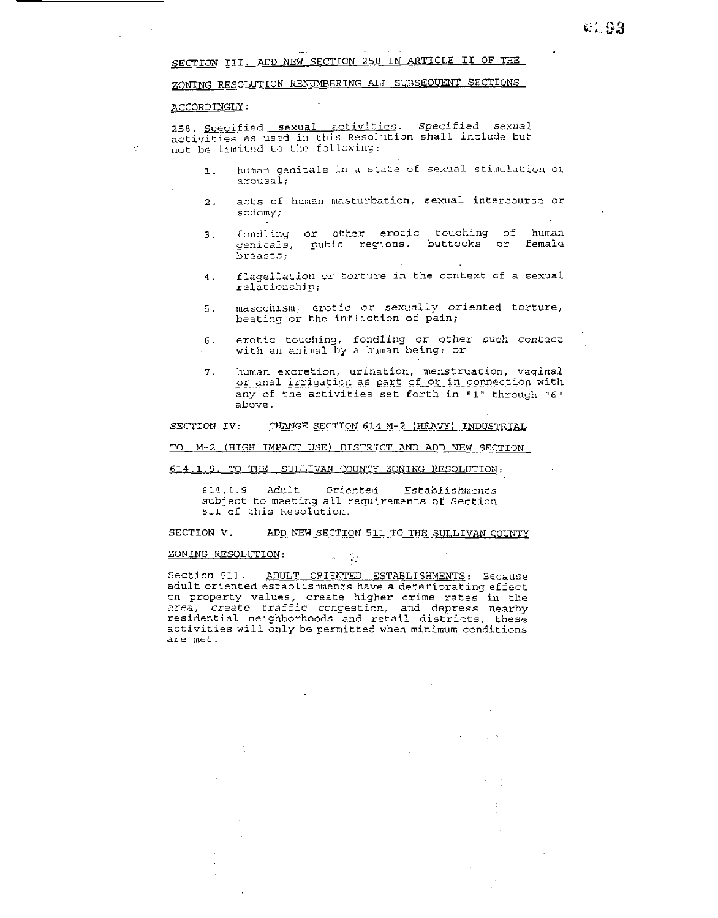SECTION III. ADD NEW SECTION 258 IN ARTICLE II OF THE ZONING RESOLUTION RENUMBERING ALL SUBSEQUENT SECTIONS ACCORDINGLY:

258. Specified sexual activities. *Specified sexual activities as used in this Resolution shall include but not be limited to the following:*

1. human genitals in a state of sexual stimulation or arousal;
2. acts of human masturbation, sexual intercourse or sodomy;
3. fondling or other erotic touching of human genitals, pubic regions, buttocks or female breasts;
4. flagellation or torture in the context of a sexual relationship;
5. masochism, erotic or sexually oriented torture, beating or the infliction of pain;
6. erotic touching, fondling or other such contact with an animal by a human being; or
7. human excretion, urination, menstruation, vaginal or anal irrigation as part of or in connection with any of the activities set forth in "1" through "6" above.

SECTION IV: CHANGE SECTION 614 M-2 (HEAVY) INDUSTRIAL TO M-2 (HIGH IMPACT USE) DISTRICT AND ADD NEW SECTION 614.1.9. TO THE SULLIVAN COUNTY ZONING RESOLUTION:

614.1.9 Adult Oriented Establishments subject to meeting all requirements of Section 511 of this Resolution.

SECTION V. ADD NEW SECTION 511 TO THE SULLIVAN COUNTY ZONING RESOLUTION:

Section 511. ADULT ORIENTED ESTABLISHMENTS: Because adult oriented establishments have a deteriorating effect on property values, create higher crime rates in the area, create traffic congestion, and depress nearby residential neighborhoods and retail districts, these activities will only be permitted when minimum conditions are met.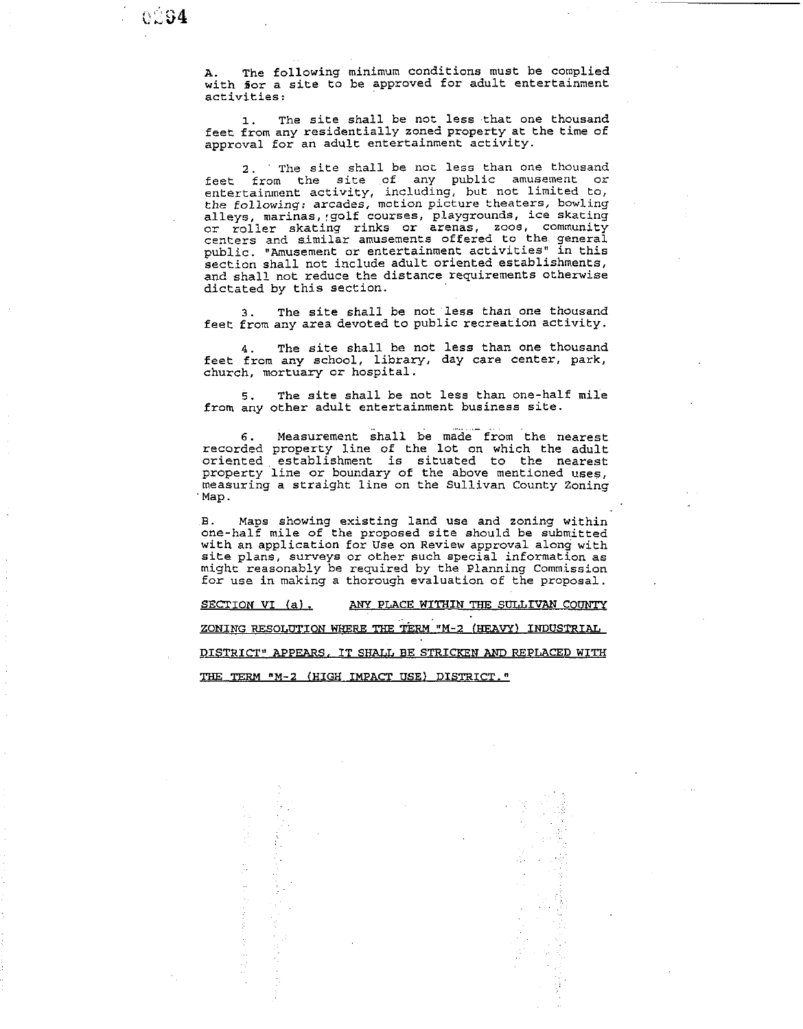A. The following minimum conditions must be complied with for a site to be approved for adult entertainment activities:

1. The site shall be not less that one thousand feet from any residentially zoned property at the time of approval for an adult entertainment activity.

2. The site shall be not less than one thousand feet from the site of any public amusement or entertainment activity, including, but not limited to, *the following:* arcades, motion picture theaters, bowling alleys, marinas, golf courses, playgrounds, ice skating or roller skating rinks or arenas, zoos, community centers and similar amusements offered to the general public. "Amusement or entertainment activities" in this section shall not include adult oriented establishments, and shall not reduce the distance requirements otherwise dictated by this section.

3. The site shall be not less than one thousand feet from any area devoted to public recreation activity.

4. The site shall be not less than one thousand feet from any school, library, day care center, park, church, mortuary or hospital.

5. The site shall be not less than one-half mile from any other adult entertainment business site.

6. Measurement shall be made from the nearest recorded property line of the lot on which the adult oriented establishment is situated to the nearest property line or boundary of the above mentioned uses, measuring a straight line on the Sullivan County Zoning Map.

B. Maps showing existing land use and zoning within one-half mile of the proposed site should be submitted with an application for Use on Review approval along with site plans, surveys or other such special information as might reasonably be required by the Planning Commission for use in making a thorough evaluation of the proposal.

SECTION VI (a). ANY PLACE WITHIN THE SULLIVAN COUNTY ZONING RESOLUTION WHERE THE TERM "M-2 (HEAVY) INDUSTRIAL DISTRICT" APPEARS, IT SHALL BE STRICKEN AND REPLACED WITH THE TERM "M-2 (HIGH IMPACT USE) DISTRICT."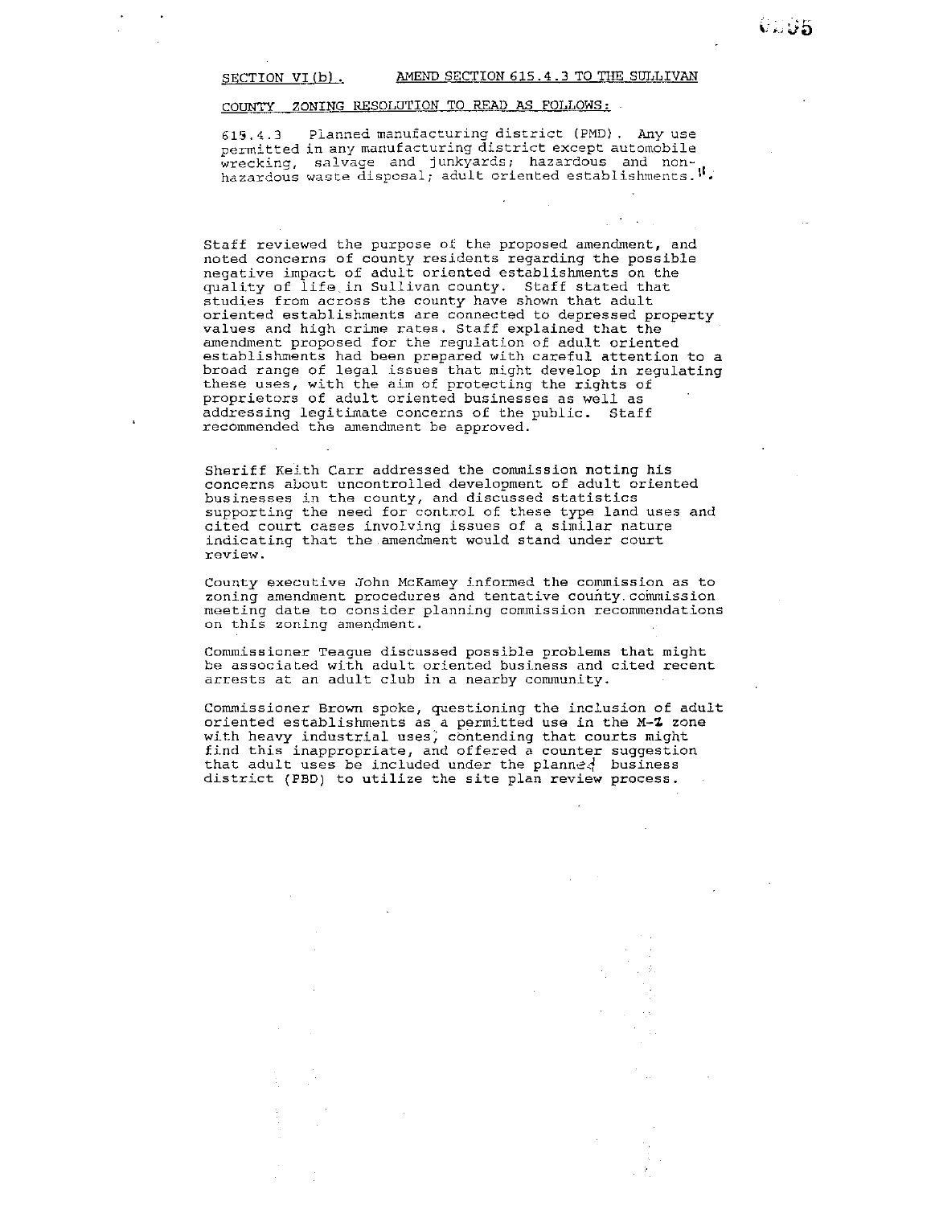SECTION VI(b). AMEND SECTION 615.4.3 TO THE SULLIVAN COUNTY ZONING RESOLUTION TO READ AS FOLLOWS:

615.4.3 Planned manufacturing district (PMD). Any use permitted in any manufacturing district except automobile wrecking, salvage and junkyards; hazardous and non-hazardous waste disposal; adult oriented establishments."

Staff reviewed the purpose of the proposed amendment, and noted concerns of county residents regarding the possible negative impact of adult oriented establishments on the quality of life in Sullivan county. Staff stated that studies from across the county have shown that adult oriented establishments are connected to depressed property values and high crime rates. Staff explained that the amendment proposed for the regulation of adult oriented establishments had been prepared with careful attention to a broad range of legal issues that might develop in regulating these uses, with the aim of protecting the rights of proprietors of adult oriented businesses as well as addressing legitimate concerns of the public. Staff recommended the amendment be approved.

Sheriff Keith Carr addressed the commission noting his concerns about uncontrolled development of adult oriented businesses in the county, and discussed statistics supporting the need for control of these type land uses and cited court cases involving issues of a similar nature indicating that the amendment would stand under court review.

County executive John McKamey informed the commission as to zoning amendment procedures and tentative county commission meeting date to consider planning commission recommendations on this zoning amendment.

Commissioner Teague discussed possible problems that might be associated with adult oriented business and cited recent arrests at an adult club in a nearby community.

Commissioner Brown spoke, questioning the inclusion of adult oriented establishments as a permitted use in the M-2 zone with heavy industrial uses, contending that courts might find this inappropriate, and offered a counter suggestion that adult uses be included under the planned business district (PBD) to utilize the site plan review process.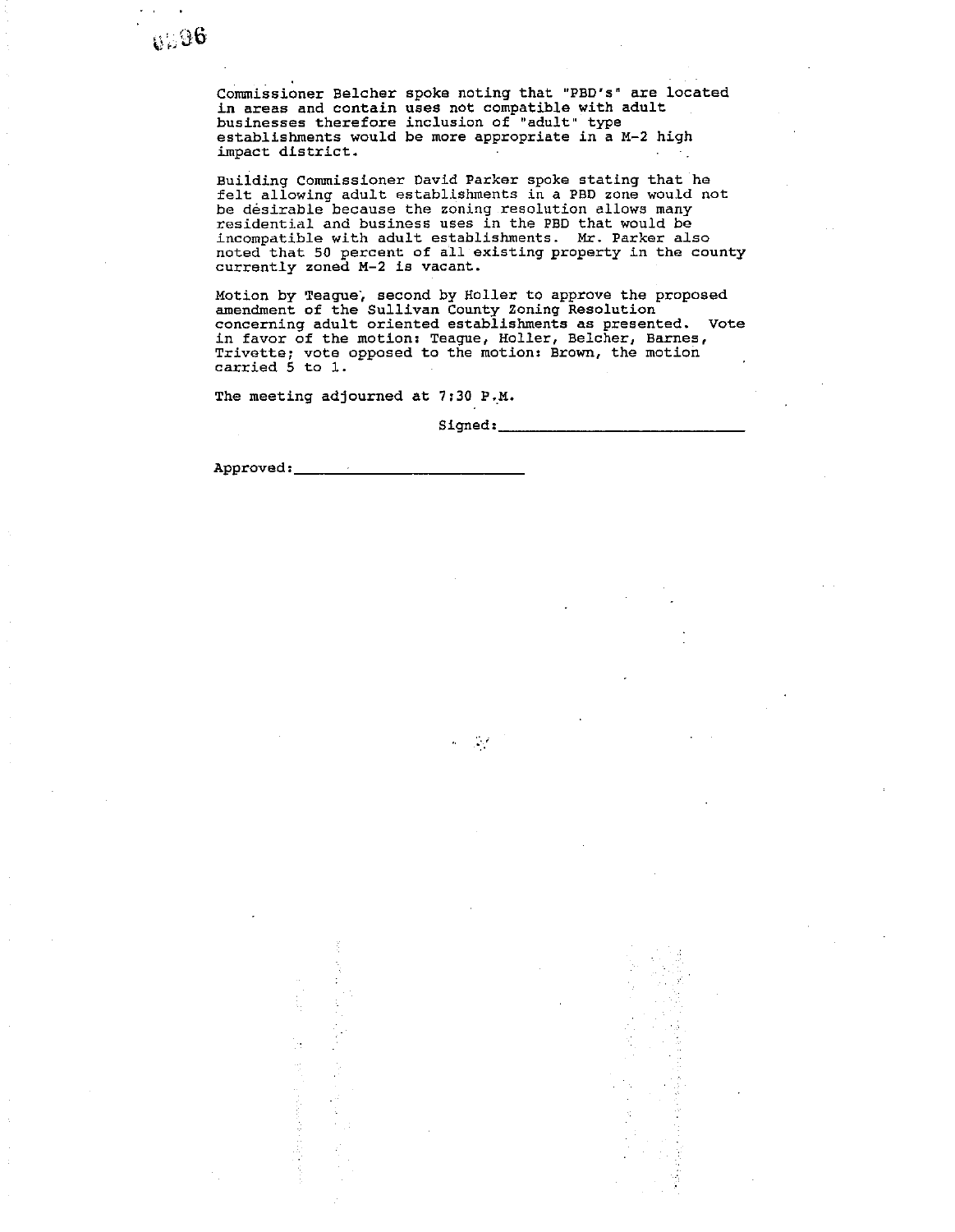Commissioner Belcher spoke noting that "PBD's" are located in areas and contain uses not compatible with adult businesses therefore inclusion of "adult" type establishments would be more appropriate in a M-2 high impact district.

Building Commissioner David Parker spoke stating that he felt allowing adult establishments in a PBD zone would not be desirable because the zoning resolution allows many residential and business uses in the PBD that would be incompatible with adult establishments. Mr. Parker also noted that 50 percent of all existing property in the county currently zoned M-2 is vacant.

Motion by Teague, second by Holler to approve the proposed amendment of the Sullivan County Zoning Resolution concerning adult oriented establishments as presented. Vote in favor of the motion: Teague, Holler, Belcher, Barnes, Trivette; vote opposed to the motion: Brown, the motion carried 5 to 1.

The meeting adjourned at 7:30 P.M.

Signed:______________________________

Approved:__________________________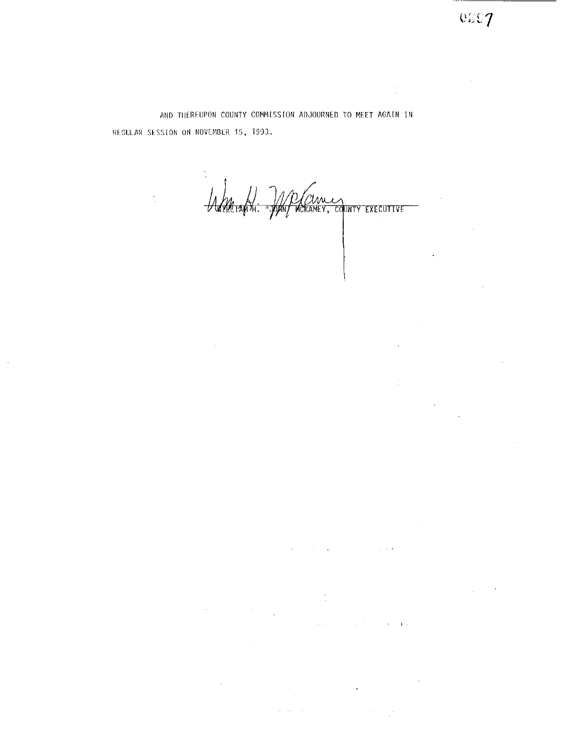AND THEREUPON COUNTY COMMISSION ADJOURNED TO MEET AGAIN IN REGULAR SESSION ON NOVEMBER 15, 1993.

WILLIAM H. "JOHN" MCKAMEY, COUNTY EXECUTIVE